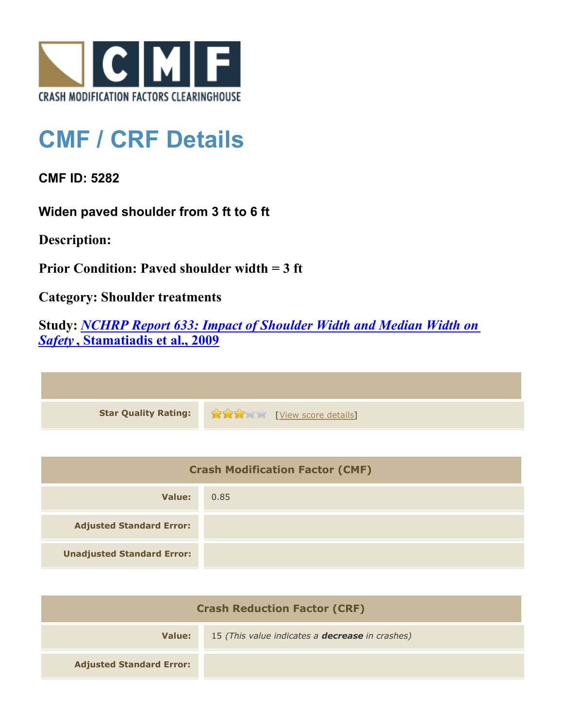CRASH MODIFICATION FACTORS CLEARINGHOUSE

# CMF / CRF Details

**CMF ID: 5282**

**Widen paved shoulder from 3 ft to 6 ft**

**Description:**

**Prior Condition: Paved shoulder width = 3 ft**

**Category: Shoulder treatments**

**Study: *NCHRP Report 633: Impact of Shoulder Width and Median Width on Safety*, Stamatiadis et al., 2009**

| | |
|---|---|
| **Star Quality Rating:** | 3 of 5 stars [View score details] |

| Crash Modification Factor (CMF) | |
|---|---|
| **Value:** | 0.85 |
| **Adjusted Standard Error:** | |
| **Unadjusted Standard Error:** | |

| Crash Reduction Factor (CRF) | |
|---|---|
| **Value:** | 15 *(This value indicates a **decrease** in crashes)* |
| **Adjusted Standard Error:** | |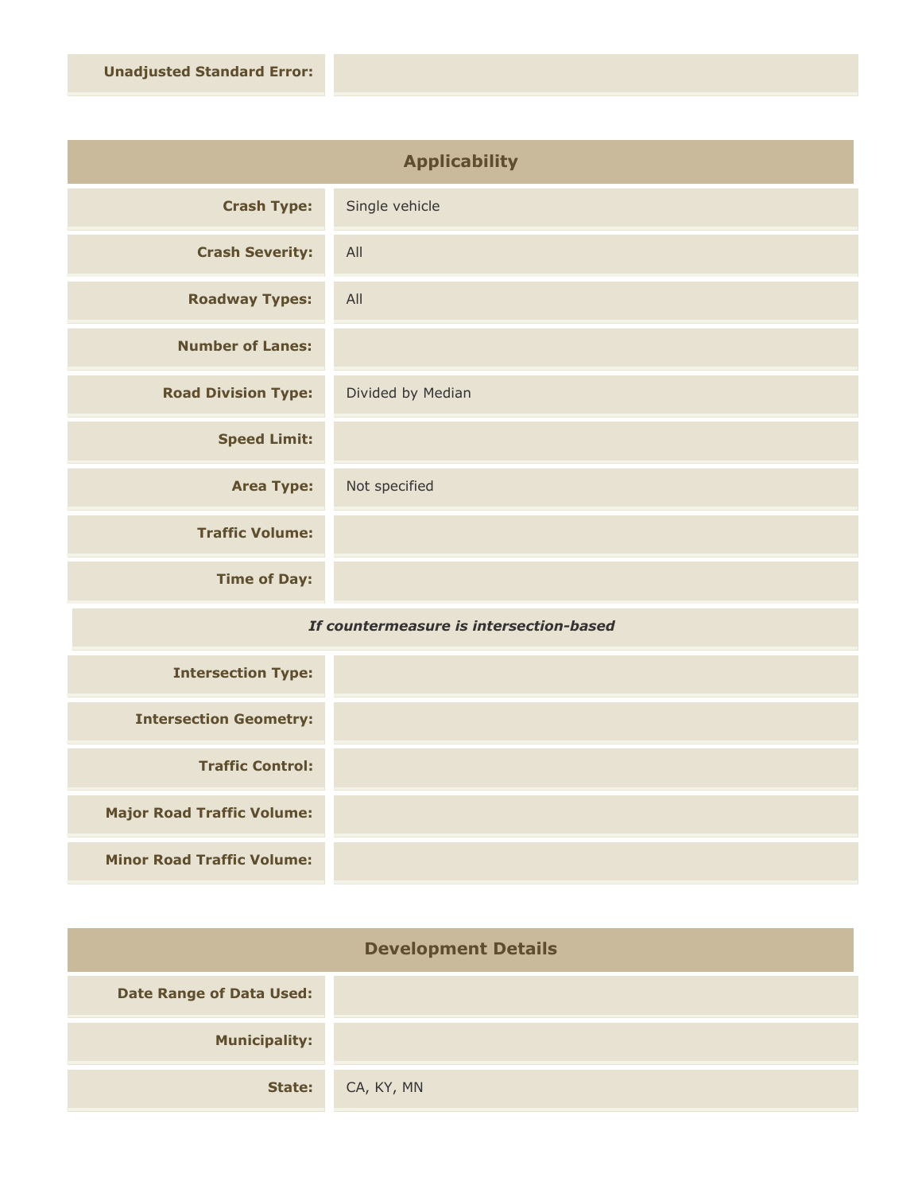| | |
|---|---|
| **Unadjusted Standard Error:** | |

## Applicability

| | |
|---|---|
| **Crash Type:** | Single vehicle |
| **Crash Severity:** | All |
| **Roadway Types:** | All |
| **Number of Lanes:** | |
| **Road Division Type:** | Divided by Median |
| **Speed Limit:** | |
| **Area Type:** | Not specified |
| **Traffic Volume:** | |
| **Time of Day:** | |
| ***If countermeasure is intersection-based*** | |
| **Intersection Type:** | |
| **Intersection Geometry:** | |
| **Traffic Control:** | |
| **Major Road Traffic Volume:** | |
| **Minor Road Traffic Volume:** | |

## Development Details

| | |
|---|---|
| **Date Range of Data Used:** | |
| **Municipality:** | |
| **State:** | CA, KY, MN |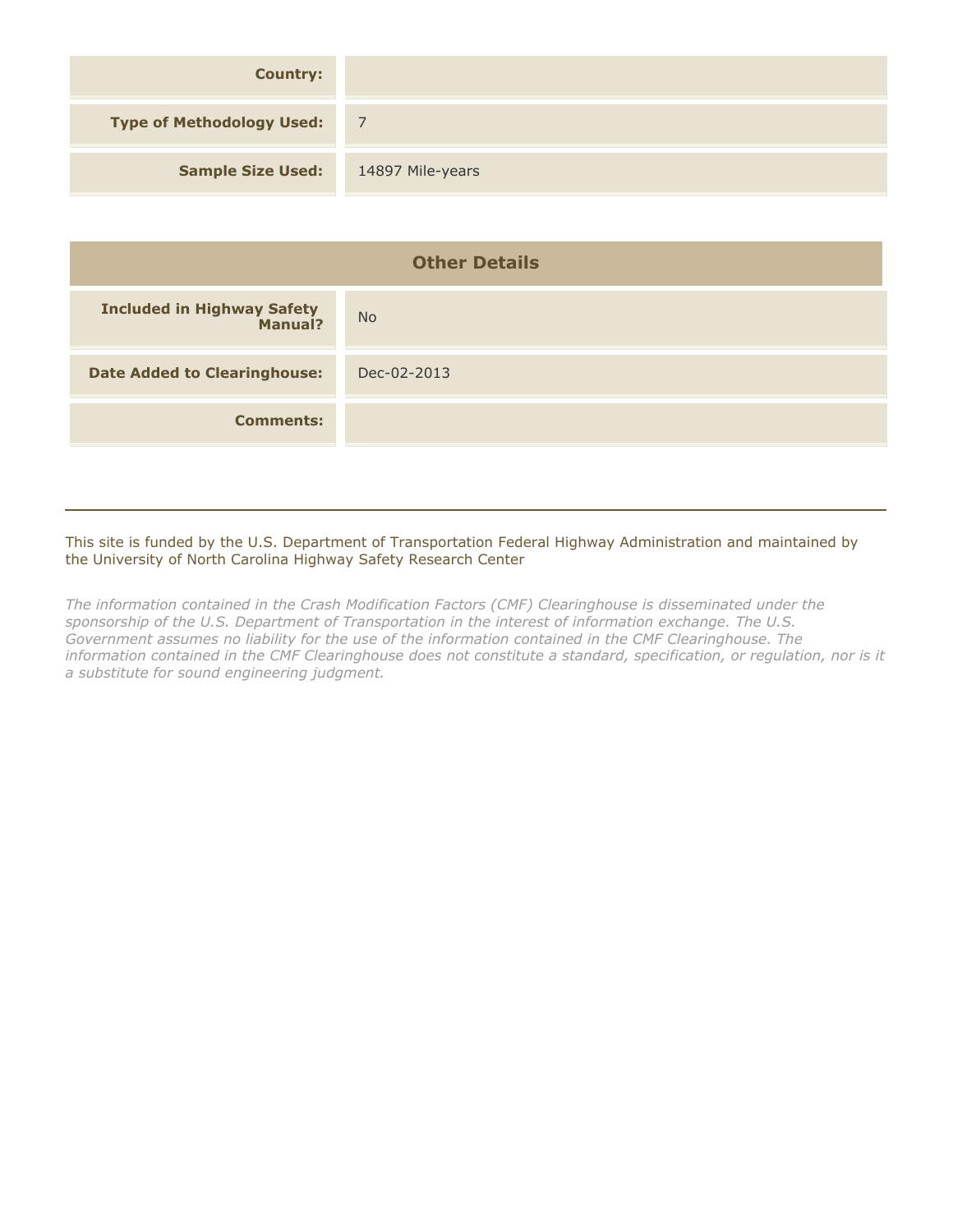| | |
|---|---|
| **Country:** | |
| **Type of Methodology Used:** | 7 |
| **Sample Size Used:** | 14897 Mile-years |

## Other Details

| | |
|---|---|
| **Included in Highway Safety Manual?** | No |
| **Date Added to Clearinghouse:** | Dec-02-2013 |
| **Comments:** | |

---

This site is funded by the U.S. Department of Transportation Federal Highway Administration and maintained by the University of North Carolina Highway Safety Research Center

*The information contained in the Crash Modification Factors (CMF) Clearinghouse is disseminated under the sponsorship of the U.S. Department of Transportation in the interest of information exchange. The U.S. Government assumes no liability for the use of the information contained in the CMF Clearinghouse. The information contained in the CMF Clearinghouse does not constitute a standard, specification, or regulation, nor is it a substitute for sound engineering judgment.*